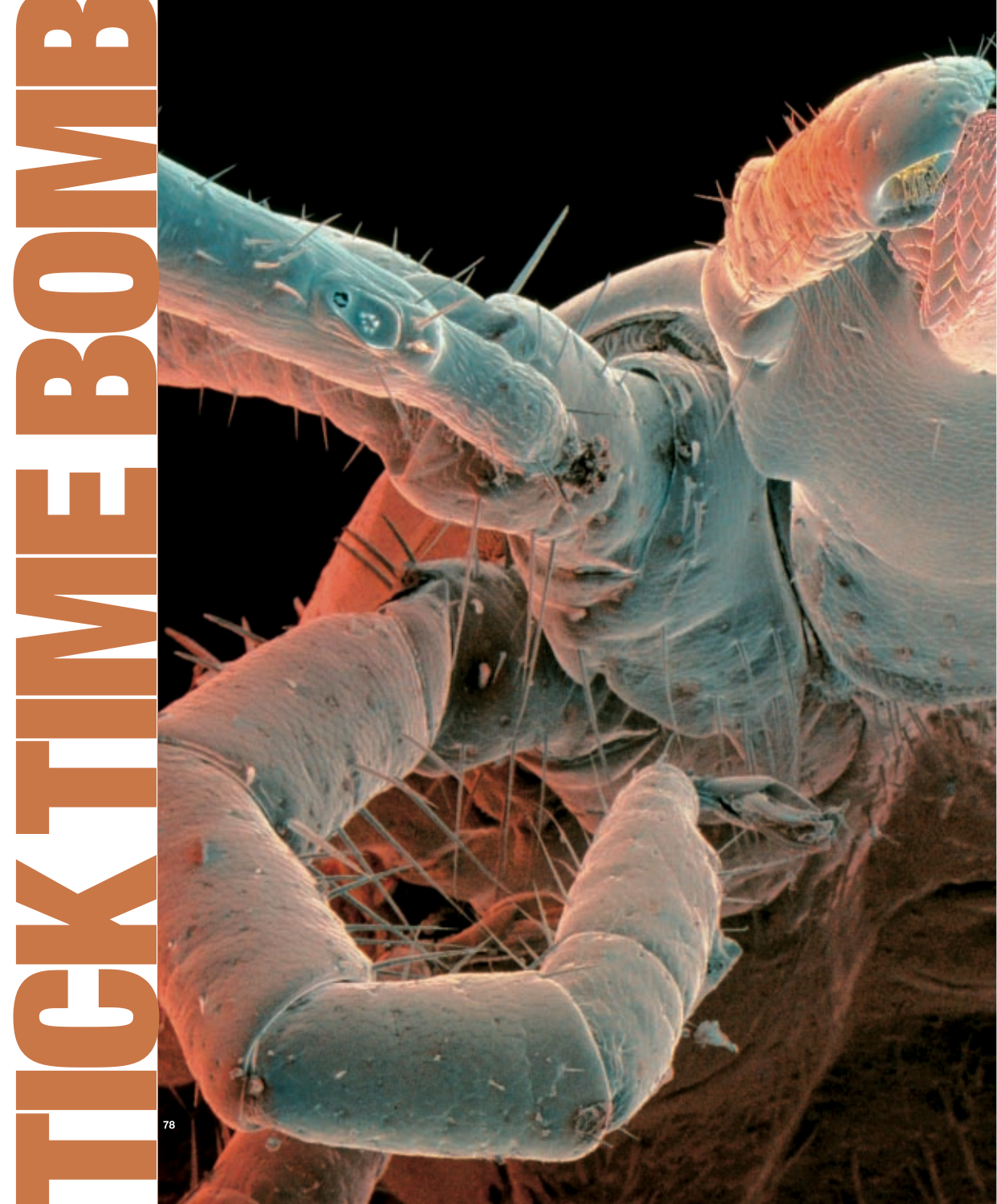# TICK TIME BOMB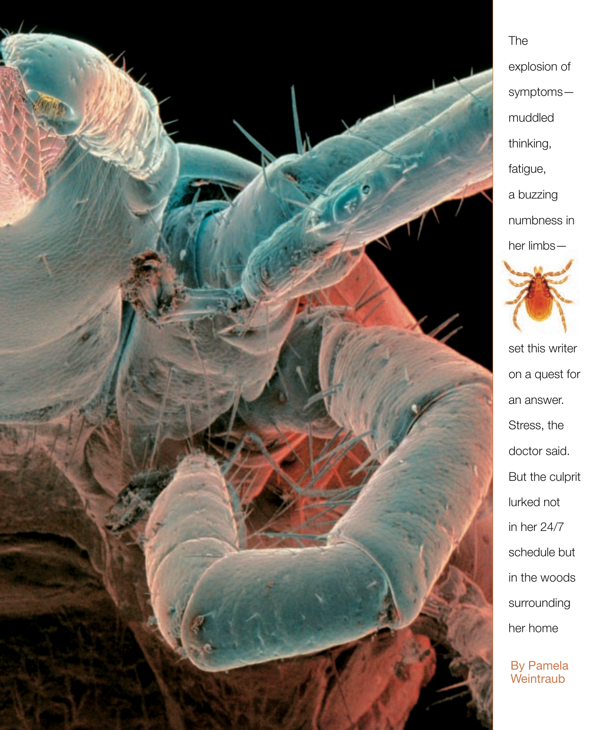The explosion of symptoms—muddled thinking, fatigue, a buzzing numbness in her limbs—set this writer on a quest for an answer. Stress, the doctor said. But the culprit lurked not in her 24/7 schedule but in the woods surrounding her home

By Pamela Weintraub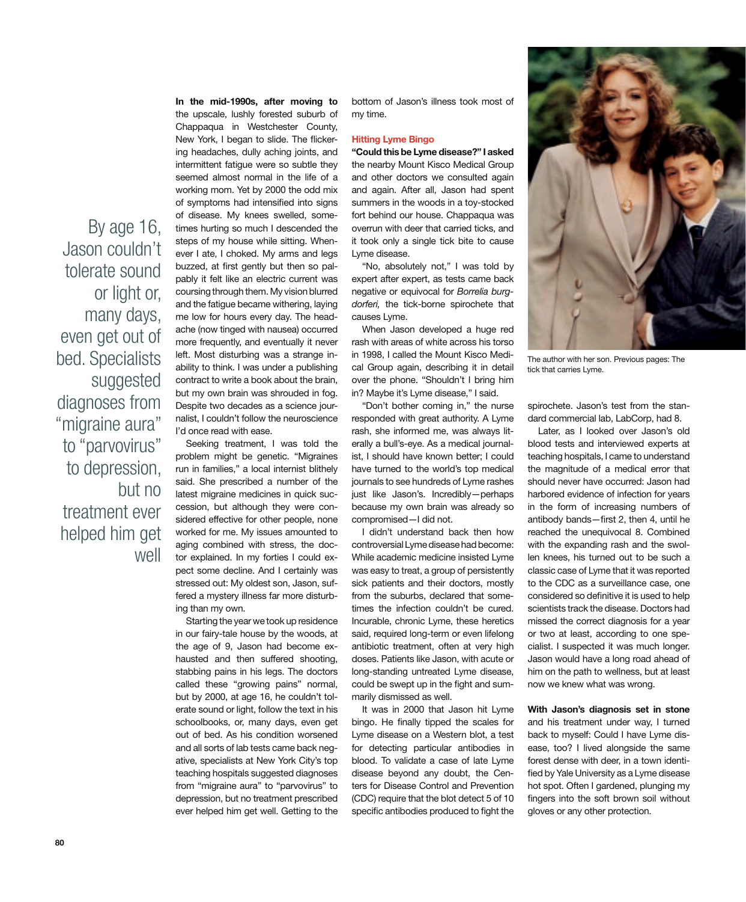By age 16, Jason couldn't tolerate sound or light or, many days, even get out of bed. Specialists suggested diagnoses from "migraine aura" to "parvovirus" to depression, but no treatment ever helped him get well

**In the mid-1990s, after moving to** the upscale, lushly forested suburb of Chappaqua in Westchester County, New York, I began to slide. The flickering headaches, dully aching joints, and intermittent fatigue were so subtle they seemed almost normal in the life of a working mom. Yet by 2000 the odd mix of symptoms had intensified into signs of disease. My knees swelled, sometimes hurting so much I descended the steps of my house while sitting. Whenever I ate, I choked. My arms and legs buzzed, at first gently but then so palpably it felt like an electric current was coursing through them. My vision blurred and the fatigue became withering, laying me low for hours every day. The headache (now tinged with nausea) occurred more frequently, and eventually it never left. Most disturbing was a strange inability to think. I was under a publishing contract to write a book about the brain, but my own brain was shrouded in fog. Despite two decades as a science journalist, I couldn't follow the neuroscience I'd once read with ease.

Seeking treatment, I was told the problem might be genetic. "Migraines run in families," a local internist blithely said. She prescribed a number of the latest migraine medicines in quick succession, but although they were considered effective for other people, none worked for me. My issues amounted to aging combined with stress, the doctor explained. In my forties I could expect some decline. And I certainly was stressed out: My oldest son, Jason, suffered a mystery illness far more disturbing than my own.

Starting the year we took up residence in our fairy-tale house by the woods, at the age of 9, Jason had become exhausted and then suffered shooting, stabbing pains in his legs. The doctors called these "growing pains" normal, but by 2000, at age 16, he couldn't tolerate sound or light, follow the text in his schoolbooks, or, many days, even get out of bed. As his condition worsened and all sorts of lab tests came back negative, specialists at New York City's top teaching hospitals suggested diagnoses from "migraine aura" to "parvovirus" to depression, but no treatment prescribed ever helped him get well. Getting to the bottom of Jason's illness took most of my time.

## Hitting Lyme Bingo

**"Could this be Lyme disease?" I asked** the nearby Mount Kisco Medical Group and other doctors we consulted again and again. After all, Jason had spent summers in the woods in a toy-stocked fort behind our house. Chappaqua was overrun with deer that carried ticks, and it took only a single tick bite to cause Lyme disease.

"No, absolutely not," I was told by expert after expert, as tests came back negative or equivocal for *Borrelia burgdorferi,* the tick-borne spirochete that causes Lyme.

When Jason developed a huge red rash with areas of white across his torso in 1998, I called the Mount Kisco Medical Group again, describing it in detail over the phone. "Shouldn't I bring him in? Maybe it's Lyme disease," I said.

"Don't bother coming in," the nurse responded with great authority. A Lyme rash, she informed me, was always literally a bull's-eye. As a medical journalist, I should have known better; I could have turned to the world's top medical journals to see hundreds of Lyme rashes just like Jason's. Incredibly—perhaps because my own brain was already so compromised—I did not.

I didn't understand back then how controversial Lyme disease had become: While academic medicine insisted Lyme was easy to treat, a group of persistently sick patients and their doctors, mostly from the suburbs, declared that sometimes the infection couldn't be cured. Incurable, chronic Lyme, these heretics said, required long-term or even lifelong antibiotic treatment, often at very high doses. Patients like Jason, with acute or long-standing untreated Lyme disease, could be swept up in the fight and summarily dismissed as well.

It was in 2000 that Jason hit Lyme bingo. He finally tipped the scales for Lyme disease on a Western blot, a test for detecting particular antibodies in blood. To validate a case of late Lyme disease beyond any doubt, the Centers for Disease Control and Prevention (CDC) require that the blot detect 5 of 10 specific antibodies produced to fight the spirochete. Jason's test from the standard commercial lab, LabCorp, had 8.

The author with her son. Previous pages: The tick that carries Lyme.

Later, as I looked over Jason's old blood tests and interviewed experts at teaching hospitals, I came to understand the magnitude of a medical error that should never have occurred: Jason had harbored evidence of infection for years in the form of increasing numbers of antibody bands—first 2, then 4, until he reached the unequivocal 8. Combined with the expanding rash and the swollen knees, his turned out to be such a classic case of Lyme that it was reported to the CDC as a surveillance case, one considered so definitive it is used to help scientists track the disease. Doctors had missed the correct diagnosis for a year or two at least, according to one specialist. I suspected it was much longer. Jason would have a long road ahead of him on the path to wellness, but at least now we knew what was wrong.

**With Jason's diagnosis set in stone** and his treatment under way, I turned back to myself: Could I have Lyme disease, too? I lived alongside the same forest dense with deer, in a town identified by Yale University as a Lyme disease hot spot. Often I gardened, plunging my fingers into the soft brown soil without gloves or any other protection.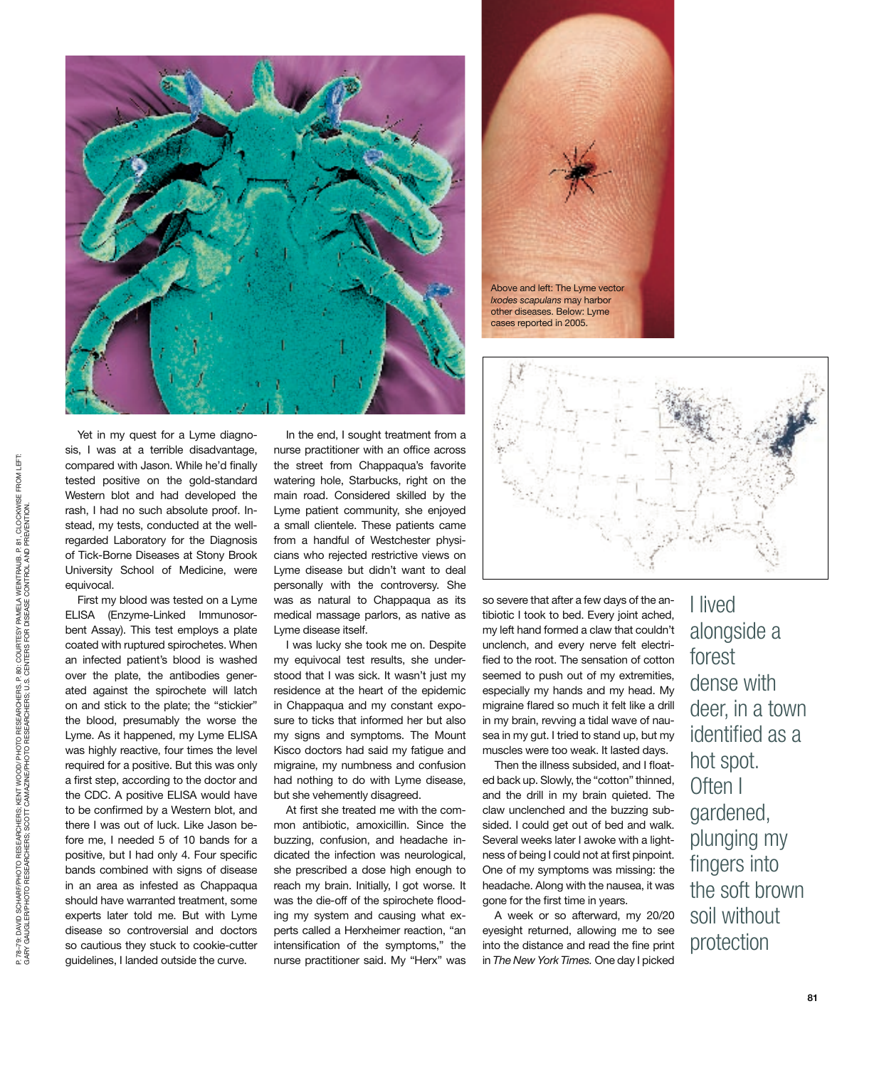Above and left: The Lyme vector *Ixodes scapulans* may harbor other diseases. Below: Lyme cases reported in 2005.

Yet in my quest for a Lyme diagnosis, I was at a terrible disadvantage, compared with Jason. While he'd finally tested positive on the gold-standard Western blot and had developed the rash, I had no such absolute proof. Instead, my tests, conducted at the well-regarded Laboratory for the Diagnosis of Tick-Borne Diseases at Stony Brook University School of Medicine, were equivocal.

First my blood was tested on a Lyme ELISA (Enzyme-Linked Immunosorbent Assay). This test employs a plate coated with ruptured spirochetes. When an infected patient's blood is washed over the plate, the antibodies generated against the spirochete will latch on and stick to the plate; the "stickier" the blood, presumably the worse the Lyme. As it happened, my Lyme ELISA was highly reactive, four times the level required for a positive. But this was only a first step, according to the doctor and the CDC. A positive ELISA would have to be confirmed by a Western blot, and there I was out of luck. Like Jason before me, I needed 5 of 10 bands for a positive, but I had only 4. Four specific bands combined with signs of disease in an area as infested as Chappaqua should have warranted treatment, some experts later told me. But with Lyme disease so controversial and doctors so cautious they stuck to cookie-cutter guidelines, I landed outside the curve.

In the end, I sought treatment from a nurse practitioner with an office across the street from Chappaqua's favorite watering hole, Starbucks, right on the main road. Considered skilled by the Lyme patient community, she enjoyed a small clientele. These patients came from a handful of Westchester physicians who rejected restrictive views on Lyme disease but didn't want to deal personally with the controversy. She was as natural to Chappaqua as its medical massage parlors, as native as Lyme disease itself.

I was lucky she took me on. Despite my equivocal test results, she understood that I was sick. It wasn't just my residence at the heart of the epidemic in Chappaqua and my constant exposure to ticks that informed her but also my signs and symptoms. The Mount Kisco doctors had said my fatigue and migraine, my numbness and confusion had nothing to do with Lyme disease, but she vehemently disagreed.

At first she treated me with the common antibiotic, amoxicillin. Since the buzzing, confusion, and headache indicated the infection was neurological, she prescribed a dose high enough to reach my brain. Initially, I got worse. It was the die-off of the spirochete flooding my system and causing what experts called a Herxheimer reaction, "an intensification of the symptoms," the nurse practitioner said. My "Herx" was so severe that after a few days of the antibiotic I took to bed. Every joint ached, my left hand formed a claw that couldn't unclench, and every nerve felt electrified to the root. The sensation of cotton seemed to push out of my extremities, especially my hands and my head. My migraine flared so much it felt like a drill in my brain, revving a tidal wave of nausea in my gut. I tried to stand up, but my muscles were too weak. It lasted days.

Then the illness subsided, and I floated back up. Slowly, the "cotton" thinned, and the drill in my brain quieted. The claw unclenched and the buzzing subsided. I could get out of bed and walk. Several weeks later I awoke with a lightness of being I could not at first pinpoint. One of my symptoms was missing: the headache. Along with the nausea, it was gone for the first time in years.

A week or so afterward, my 20/20 eyesight returned, allowing me to see into the distance and read the fine print in *The New York Times.* One day I picked

> I lived alongside a forest dense with deer, in a town identified as a hot spot. Often I gardened, plunging my fingers into the soft brown soil without protection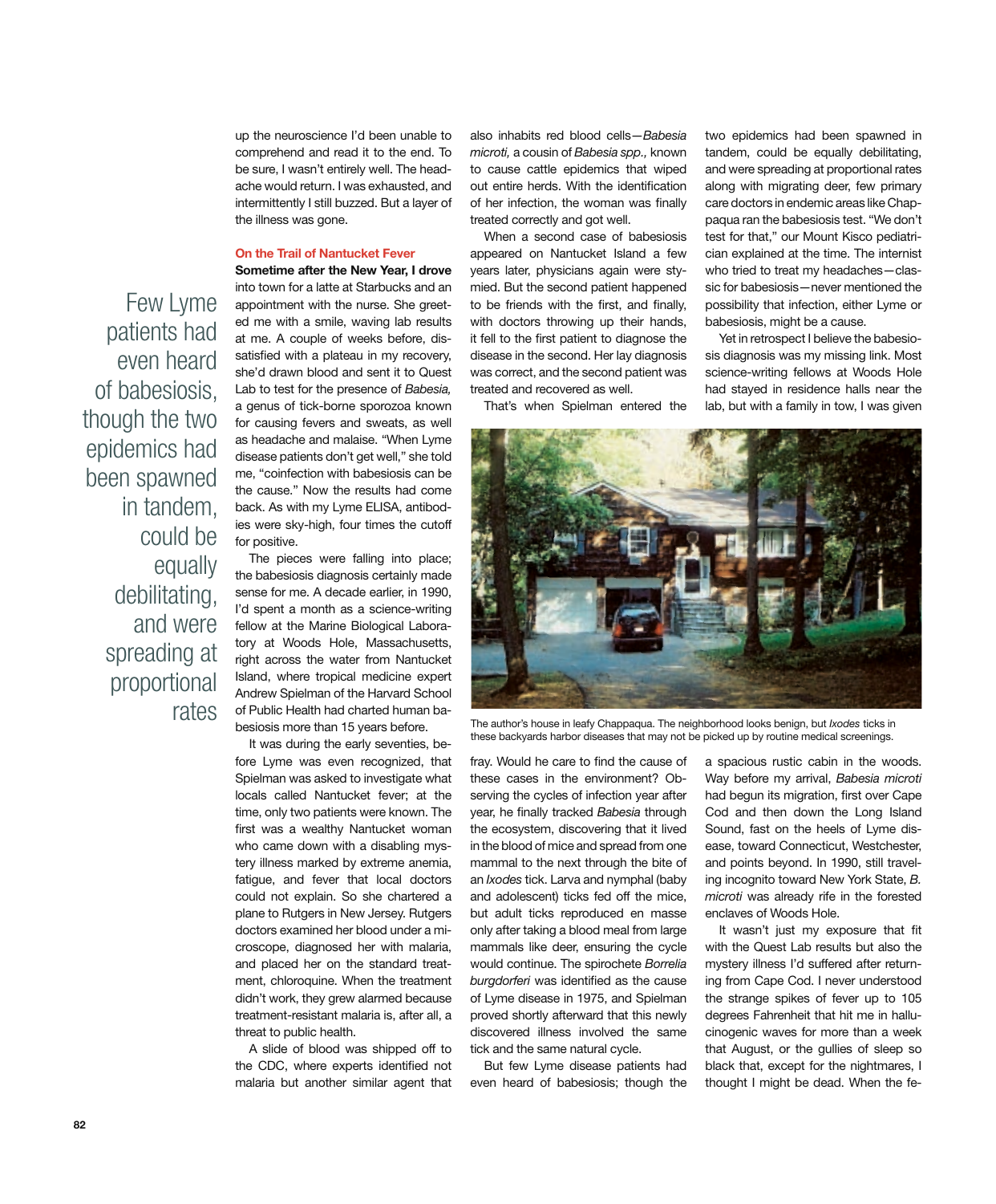up the neuroscience I'd been unable to comprehend and read it to the end. To be sure, I wasn't entirely well. The headache would return. I was exhausted, and intermittently I still buzzed. But a layer of the illness was gone.

> Few Lyme patients had even heard of babesiosis, though the two epidemics had been spawned in tandem, could be equally debilitating, and were spreading at proportional rates

## On the Trail of Nantucket Fever

**Sometime after the New Year, I drove** into town for a latte at Starbucks and an appointment with the nurse. She greeted me with a smile, waving lab results at me. A couple of weeks before, dissatisfied with a plateau in my recovery, she'd drawn blood and sent it to Quest Lab to test for the presence of *Babesia,* a genus of tick-borne sporozoa known for causing fevers and sweats, as well as headache and malaise. "When Lyme disease patients don't get well," she told me, "coinfection with babesiosis can be the cause." Now the results had come back. As with my Lyme ELISA, antibodies were sky-high, four times the cutoff for positive.

The pieces were falling into place; the babesiosis diagnosis certainly made sense for me. A decade earlier, in 1990, I'd spent a month as a science-writing fellow at the Marine Biological Laboratory at Woods Hole, Massachusetts, right across the water from Nantucket Island, where tropical medicine expert Andrew Spielman of the Harvard School of Public Health had charted human babesiosis more than 15 years before.

It was during the early seventies, before Lyme was even recognized, that Spielman was asked to investigate what locals called Nantucket fever; at the time, only two patients were known. The first was a wealthy Nantucket woman who came down with a disabling mystery illness marked by extreme anemia, fatigue, and fever that local doctors could not explain. So she chartered a plane to Rutgers in New Jersey. Rutgers doctors examined her blood under a microscope, diagnosed her with malaria, and placed her on the standard treatment, chloroquine. When the treatment didn't work, they grew alarmed because treatment-resistant malaria is, after all, a threat to public health.

A slide of blood was shipped off to the CDC, where experts identified not malaria but another similar agent that also inhabits red blood cells—*Babesia microti,* a cousin of *Babesia spp.,* known to cause cattle epidemics that wiped out entire herds. With the identification of her infection, the woman was finally treated correctly and got well.

When a second case of babesiosis appeared on Nantucket Island a few years later, physicians again were stymied. But the second patient happened to be friends with the first, and finally, with doctors throwing up their hands, it fell to the first patient to diagnose the disease in the second. Her lay diagnosis was correct, and the second patient was treated and recovered as well.

That's when Spielman entered the fray. Would he care to find the cause of these cases in the environment? Observing the cycles of infection year after year, he finally tracked *Babesia* through the ecosystem, discovering that it lived in the blood of mice and spread from one mammal to the next through the bite of an *Ixodes* tick. Larva and nymphal (baby and adolescent) ticks fed off the mice, but adult ticks reproduced en masse only after taking a blood meal from large mammals like deer, ensuring the cycle would continue. The spirochete *Borrelia burgdorferi* was identified as the cause of Lyme disease in 1975, and Spielman proved shortly afterward that this newly discovered illness involved the same tick and the same natural cycle.

But few Lyme disease patients had even heard of babesiosis; though the two epidemics had been spawned in tandem, could be equally debilitating, and were spreading at proportional rates along with migrating deer, few primary care doctors in endemic areas like Chappaqua ran the babesiosis test. "We don't test for that," our Mount Kisco pediatrician explained at the time. The internist who tried to treat my headaches—classic for babesiosis—never mentioned the possibility that infection, either Lyme or babesiosis, might be a cause.

Yet in retrospect I believe the babesiosis diagnosis was my missing link. Most science-writing fellows at Woods Hole had stayed in residence halls near the lab, but with a family in tow, I was given a spacious rustic cabin in the woods. Way before my arrival, *Babesia microti* had begun its migration, first over Cape Cod and then down the Long Island Sound, fast on the heels of Lyme disease, toward Connecticut, Westchester, and points beyond. In 1990, still traveling incognito toward New York State, *B. microti* was already rife in the forested enclaves of Woods Hole.

The author's house in leafy Chappaqua. The neighborhood looks benign, but *Ixodes* ticks in these backyards harbor diseases that may not be picked up by routine medical screenings.

It wasn't just my exposure that fit with the Quest Lab results but also the mystery illness I'd suffered after returning from Cape Cod. I never understood the strange spikes of fever up to 105 degrees Fahrenheit that hit me in hallucinogenic waves for more than a week that August, or the gullies of sleep so black that, except for the nightmares, I thought I might be dead. When the fe-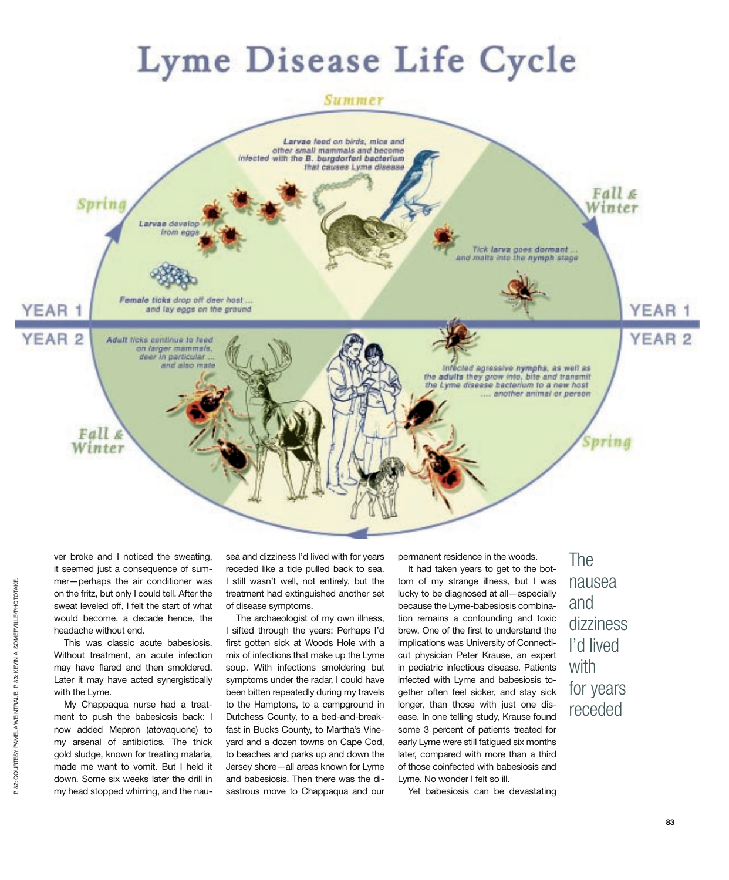# Lyme Disease Life Cycle

*Summer*

Larvae feed on birds, mice and other small mammals and become infected with the **B. burgdorferi bacterium** that causes Lyme disease

*Spring*

Larvae develop from eggs

**Female ticks** drop off deer host ... and lay eggs on the ground

*Fall & Winter*

Tick **larva** goes **dormant** ... and molts into the **nymph** stage

YEAR 1

YEAR 2

**Adult** ticks continue to feed on larger mammals, deer in particular ... and also mate

*Fall & Winter*

**Infected** agressive **nymphs**, as well as the adults they grow into, bite and transmit the Lyme disease bacterium to a new host .... another animal or person

*Spring*

ver broke and I noticed the sweating, it seemed just a consequence of summer—perhaps the air conditioner was on the fritz, but only I could tell. After the sweat leveled off, I felt the start of what would become, a decade hence, the headache without end.

This was classic acute babesiosis. Without treatment, an acute infection may have flared and then smoldered. Later it may have acted synergistically with the Lyme.

My Chappaqua nurse had a treatment to push the babesiosis back: I now added Mepron (atovaquone) to my arsenal of antibiotics. The thick gold sludge, known for treating malaria, made me want to vomit. But I held it down. Some six weeks later the drill in my head stopped whirring, and the nausea and dizziness I'd lived with for years receded like a tide pulled back to sea. I still wasn't well, not entirely, but the treatment had extinguished another set of disease symptoms.

The archaeologist of my own illness, I sifted through the years: Perhaps I'd first gotten sick at Woods Hole with a mix of infections that make up the Lyme soup. With infections smoldering but symptoms under the radar, I could have been bitten repeatedly during my travels to the Hamptons, to a campground in Dutchess County, to a bed-and-breakfast in Bucks County, to Martha's Vineyard and a dozen towns on Cape Cod, to beaches and parks up and down the Jersey shore—all areas known for Lyme and babesiosis. Then there was the disastrous move to Chappaqua and our permanent residence in the woods.

It had taken years to get to the bottom of my strange illness, but I was lucky to be diagnosed at all—especially because the Lyme-babesiosis combination remains a confounding and toxic brew. One of the first to understand the implications was University of Connecticut physician Peter Krause, an expert in pediatric infectious disease. Patients infected with Lyme and babesiosis together often feel sicker, and stay sick longer, than those with just one disease. In one telling study, Krause found some 3 percent of patients treated for early Lyme were still fatigued six months later, compared with more than a third of those coinfected with babesiosis and Lyme. No wonder I felt so ill.

Yet babesiosis can be devastating

> The nausea and dizziness I'd lived with for years receded

P.82: COURTESY PAMELA WEINTRAUB. P.83: KEVIN A. SOMERVILLE/PHOTOTAKE.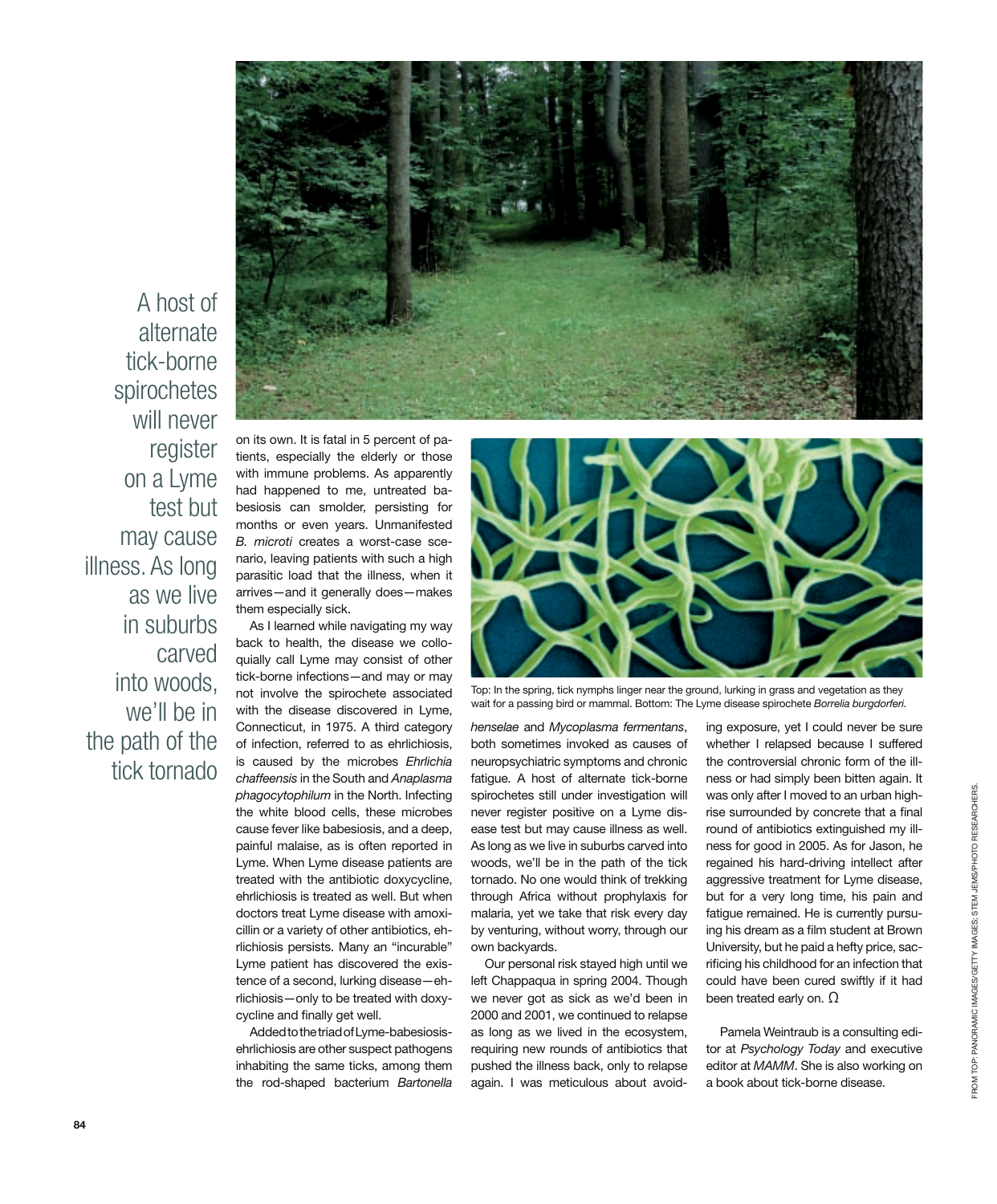A host of alternate tick-borne spirochetes will never register on a Lyme test but may cause illness. As long as we live in suburbs carved into woods, we'll be in the path of the tick tornado

on its own. It is fatal in 5 percent of patients, especially the elderly or those with immune problems. As apparently had happened to me, untreated babesiosis can smolder, persisting for months or even years. Unmanifested *B. microti* creates a worst-case scenario, leaving patients with such a high parasitic load that the illness, when it arrives—and it generally does—makes them especially sick.

As I learned while navigating my way back to health, the disease we colloquially call Lyme may consist of other tick-borne infections—and may or may not involve the spirochete associated with the disease discovered in Lyme, Connecticut, in 1975. A third category of infection, referred to as ehrlichiosis, is caused by the microbes *Ehrlichia chaffeensis* in the South and *Anaplasma phagocytophilum* in the North. Infecting the white blood cells, these microbes cause fever like babesiosis, and a deep, painful malaise, as is often reported in Lyme. When Lyme disease patients are treated with the antibiotic doxycycline, ehrlichiosis is treated as well. But when doctors treat Lyme disease with amoxicillin or a variety of other antibiotics, ehrlichiosis persists. Many an "incurable" Lyme patient has discovered the existence of a second, lurking disease—ehrlichiosis—only to be treated with doxycycline and finally get well.

Added to the triad of Lyme-babesiosis-ehrlichiosis are other suspect pathogens inhabiting the same ticks, among them the rod-shaped bacterium *Bartonella henselae* and *Mycoplasma fermentans*, both sometimes invoked as causes of neuropsychiatric symptoms and chronic fatigue. A host of alternate tick-borne spirochetes still under investigation will never register positive on a Lyme disease test but may cause illness as well. As long as we live in suburbs carved into woods, we'll be in the path of the tick tornado. No one would think of trekking through Africa without prophylaxis for malaria, yet we take that risk every day by venturing, without worry, through our own backyards.

Our personal risk stayed high until we left Chappaqua in spring 2004. Though we never got as sick as we'd been in 2000 and 2001, we continued to relapse as long as we lived in the ecosystem, requiring new rounds of antibiotics that pushed the illness back, only to relapse again. I was meticulous about avoiding exposure, yet I could never be sure whether I relapsed because I suffered the controversial chronic form of the illness or had simply been bitten again. It was only after I moved to an urban high-rise surrounded by concrete that a final round of antibiotics extinguished my illness for good in 2005. As for Jason, he regained his hard-driving intellect after aggressive treatment for Lyme disease, but for a very long time, his pain and fatigue remained. He is currently pursuing his dream as a film student at Brown University, but he paid a hefty price, sacrificing his childhood for an infection that could have been cured swiftly if it had been treated early on. Ω

Top: In the spring, tick nymphs linger near the ground, lurking in grass and vegetation as they wait for a passing bird or mammal. Bottom: The Lyme disease spirochete *Borrelia burgdorferi.*

Pamela Weintraub is a consulting editor at *Psychology Today* and executive editor at *MAMM*. She is also working on a book about tick-borne disease.

FROM TOP: PANORAMIC IMAGES/GETTY IMAGES; STEM JEMS/PHOTO RESEARCHERS.